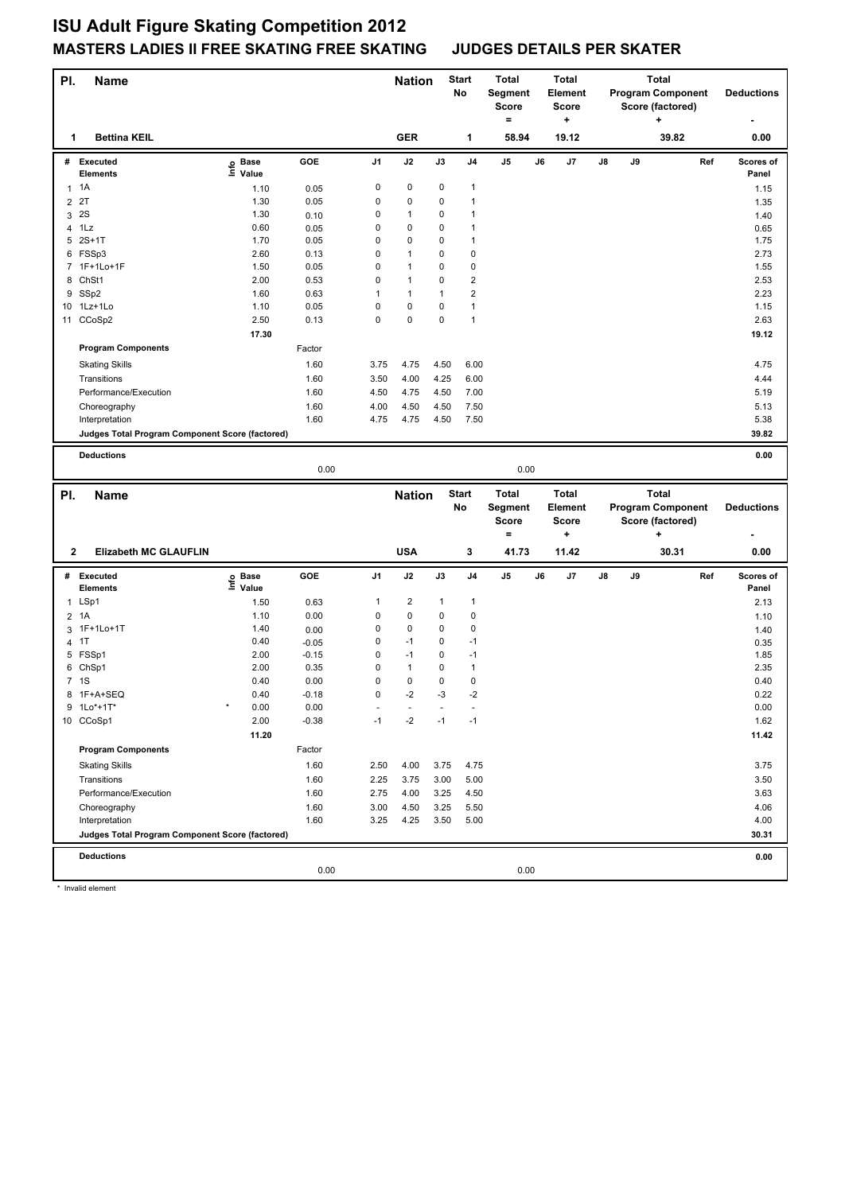# ISU Adult Figure Skating Competition 2012

## MASTERS LADIES II FREE SKATING FREE SKATING JUDGES DETAILS PER SKATER

| Pl. | Name | Nation | Start No | Total Segment Score = | Total Element Score + | Total Program Component Score (factored) + | Deductions - |
|---|---|---|---|---|---|---|---|
| 1 | Bettina KEIL | GER | 1 | 58.94 | 19.12 | 39.82 | 0.00 |

| # | Executed Elements | Info | Base Value | GOE | J1 | J2 | J3 | J4 | J5 | J6 | J7 | J8 | J9 | Ref | Scores of Panel |
|---|---|---|---|---|---|---|---|---|---|---|---|---|---|---|---|
| 1 | 1A | | 1.10 | 0.05 | 0 | 0 | 0 | 1 | | | | | | | 1.15 |
| 2 | 2T | | 1.30 | 0.05 | 0 | 0 | 0 | 1 | | | | | | | 1.35 |
| 3 | 2S | | 1.30 | 0.10 | 0 | 1 | 0 | 1 | | | | | | | 1.40 |
| 4 | 1Lz | | 0.60 | 0.05 | 0 | 0 | 0 | 1 | | | | | | | 0.65 |
| 5 | 2S+1T | | 1.70 | 0.05 | 0 | 0 | 0 | 1 | | | | | | | 1.75 |
| 6 | FSSp3 | | 2.60 | 0.13 | 0 | 1 | 0 | 0 | | | | | | | 2.73 |
| 7 | 1F+1Lo+1F | | 1.50 | 0.05 | 0 | 1 | 0 | 0 | | | | | | | 1.55 |
| 8 | ChSt1 | | 2.00 | 0.53 | 0 | 1 | 0 | 2 | | | | | | | 2.53 |
| 9 | SSp2 | | 1.60 | 0.63 | 1 | 1 | 1 | 2 | | | | | | | 2.23 |
| 10 | 1Lz+1Lo | | 1.10 | 0.05 | 0 | 0 | 0 | 1 | | | | | | | 1.15 |
| 11 | CCoSp2 | | 2.50 | 0.13 | 0 | 0 | 0 | 1 | | | | | | | 2.63 |
| | | | 17.30 | | | | | | | | | | | | 19.12 |
| | **Program Components** | | | Factor | | | | | | | | | | | |
| | Skating Skills | | | 1.60 | 3.75 | 4.75 | 4.50 | 6.00 | | | | | | | 4.75 |
| | Transitions | | | 1.60 | 3.50 | 4.00 | 4.25 | 6.00 | | | | | | | 4.44 |
| | Performance/Execution | | | 1.60 | 4.50 | 4.75 | 4.50 | 7.00 | | | | | | | 5.19 |
| | Choreography | | | 1.60 | 4.00 | 4.50 | 4.50 | 7.50 | | | | | | | 5.13 |
| | Interpretation | | | 1.60 | 4.75 | 4.75 | 4.50 | 7.50 | | | | | | | 5.38 |
| | **Judges Total Program Component Score (factored)** | | | | | | | | | | | | | | 39.82 |
| | **Deductions** | | | 0.00 | | | | | 0.00 | | | | | | 0.00 |

| Pl. | Name | Nation | Start No | Total Segment Score = | Total Element Score + | Total Program Component Score (factored) + | Deductions - |
|---|---|---|---|---|---|---|---|
| 2 | Elizabeth MC GLAUFLIN | USA | 3 | 41.73 | 11.42 | 30.31 | 0.00 |

| # | Executed Elements | Info | Base Value | GOE | J1 | J2 | J3 | J4 | J5 | J6 | J7 | J8 | J9 | Ref | Scores of Panel |
|---|---|---|---|---|---|---|---|---|---|---|---|---|---|---|---|
| 1 | LSp1 | | 1.50 | 0.63 | 1 | 2 | 1 | 1 | | | | | | | 2.13 |
| 2 | 1A | | 1.10 | 0.00 | 0 | 0 | 0 | 0 | | | | | | | 1.10 |
| 3 | 1F+1Lo+1T | | 1.40 | 0.00 | 0 | 0 | 0 | 0 | | | | | | | 1.40 |
| 4 | 1T | | 0.40 | -0.05 | 0 | -1 | 0 | -1 | | | | | | | 0.35 |
| 5 | FSSp1 | | 2.00 | -0.15 | 0 | -1 | 0 | -1 | | | | | | | 1.85 |
| 6 | ChSp1 | | 2.00 | 0.35 | 0 | 1 | 0 | 1 | | | | | | | 2.35 |
| 7 | 1S | | 0.40 | 0.00 | 0 | 0 | 0 | 0 | | | | | | | 0.40 |
| 8 | 1F+A+SEQ | | 0.40 | -0.18 | 0 | -2 | -3 | -2 | | | | | | | 0.22 |
| 9 | 1Lo*+1T* | * | 0.00 | 0.00 | - | - | - | - | | | | | | | 0.00 |
| 10 | CCoSp1 | | 2.00 | -0.38 | -1 | -2 | -1 | -1 | | | | | | | 1.62 |
| | | | 11.20 | | | | | | | | | | | | 11.42 |
| | **Program Components** | | | Factor | | | | | | | | | | | |
| | Skating Skills | | | 1.60 | 2.50 | 4.00 | 3.75 | 4.75 | | | | | | | 3.75 |
| | Transitions | | | 1.60 | 2.25 | 3.75 | 3.00 | 5.00 | | | | | | | 3.50 |
| | Performance/Execution | | | 1.60 | 2.75 | 4.00 | 3.25 | 4.50 | | | | | | | 3.63 |
| | Choreography | | | 1.60 | 3.00 | 4.50 | 3.25 | 5.50 | | | | | | | 4.06 |
| | Interpretation | | | 1.60 | 3.25 | 4.25 | 3.50 | 5.00 | | | | | | | 4.00 |
| | **Judges Total Program Component Score (factored)** | | | | | | | | | | | | | | 30.31 |
| | **Deductions** | | | 0.00 | | | | | 0.00 | | | | | | 0.00 |

* Invalid element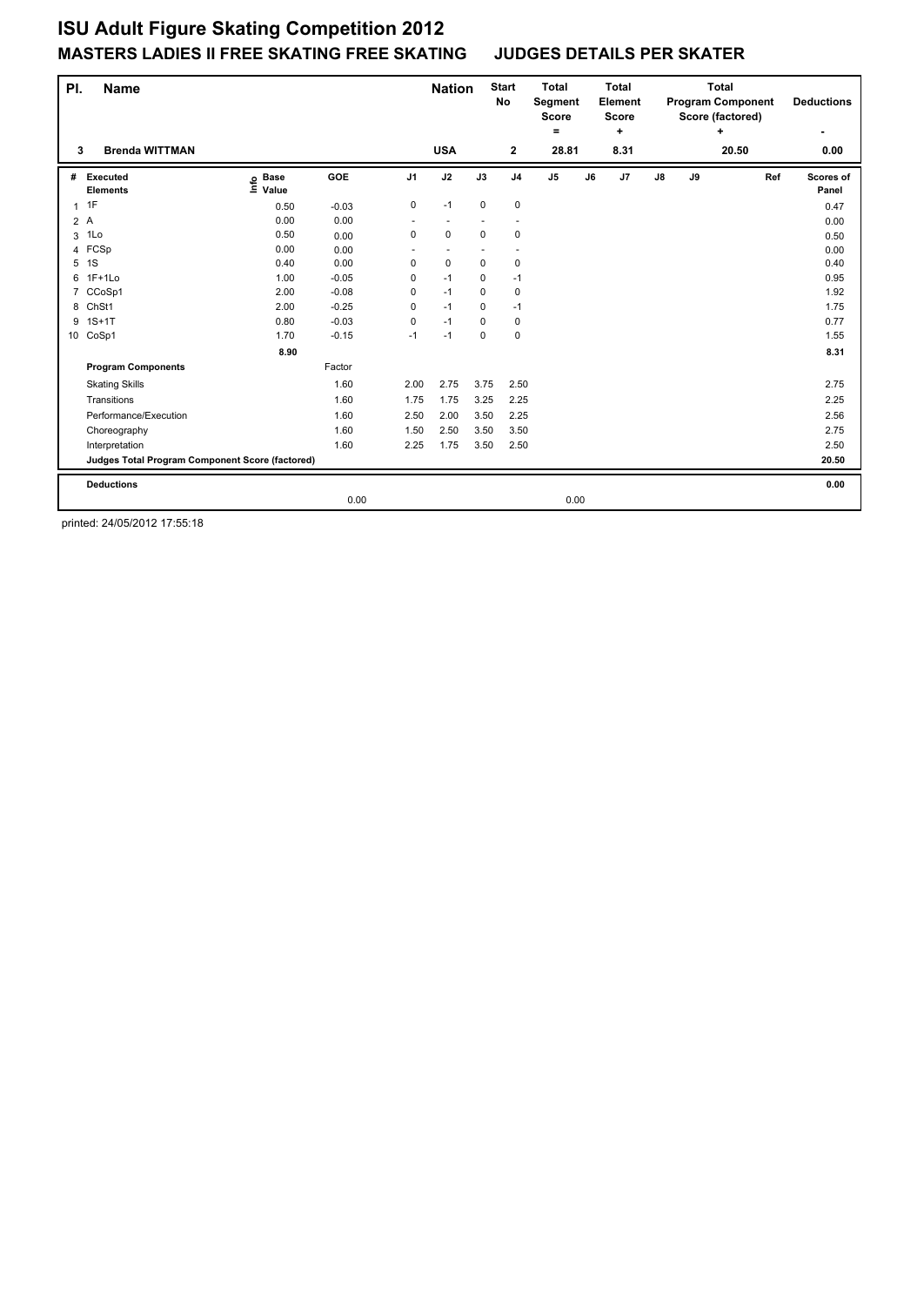# ISU Adult Figure Skating Competition 2012

## MASTERS LADIES II FREE SKATING FREE SKATING JUDGES DETAILS PER SKATER

| Pl. | Name | Nation | Start No | Total Segment Score = | Total Element Score + | Total Program Component Score (factored) + | Deductions - |
|---|---|---|---|---|---|---|---|
| 3 | Brenda WITTMAN | USA | 2 | 28.81 | 8.31 | 20.50 | 0.00 |

| # | Executed Elements | Info | Base Value | GOE | J1 | J2 | J3 | J4 | J5 | J6 | J7 | J8 | J9 | Ref | Scores of Panel |
|---|---|---|---|---|---|---|---|---|---|---|---|---|---|---|---|
| 1 | 1F | | 0.50 | -0.03 | 0 | -1 | 0 | 0 | | | | | | | 0.47 |
| 2 | A | | 0.00 | 0.00 | - | - | - | - | | | | | | | 0.00 |
| 3 | 1Lo | | 0.50 | 0.00 | 0 | 0 | 0 | 0 | | | | | | | 0.50 |
| 4 | FCSp | | 0.00 | 0.00 | - | - | - | - | | | | | | | 0.00 |
| 5 | 1S | | 0.40 | 0.00 | 0 | 0 | 0 | 0 | | | | | | | 0.40 |
| 6 | 1F+1Lo | | 1.00 | -0.05 | 0 | -1 | 0 | -1 | | | | | | | 0.95 |
| 7 | CCoSp1 | | 2.00 | -0.08 | 0 | -1 | 0 | 0 | | | | | | | 1.92 |
| 8 | ChSt1 | | 2.00 | -0.25 | 0 | -1 | 0 | -1 | | | | | | | 1.75 |
| 9 | 1S+1T | | 0.80 | -0.03 | 0 | -1 | 0 | 0 | | | | | | | 0.77 |
| 10 | CoSp1 | | 1.70 | -0.15 | -1 | -1 | 0 | 0 | | | | | | | 1.55 |
| | | | 8.90 | | | | | | | | | | | | 8.31 |
| | **Program Components** | | | Factor | | | | | | | | | | | |
| | Skating Skills | | | 1.60 | 2.00 | 2.75 | 3.75 | 2.50 | | | | | | | 2.75 |
| | Transitions | | | 1.60 | 1.75 | 1.75 | 3.25 | 2.25 | | | | | | | 2.25 |
| | Performance/Execution | | | 1.60 | 2.50 | 2.00 | 3.50 | 2.25 | | | | | | | 2.56 |
| | Choreography | | | 1.60 | 1.50 | 2.50 | 3.50 | 3.50 | | | | | | | 2.75 |
| | Interpretation | | | 1.60 | 2.25 | 1.75 | 3.50 | 2.50 | | | | | | | 2.50 |
| | **Judges Total Program Component Score (factored)** | | | | | | | | | | | | | | 20.50 |
| | **Deductions** | | | | | | | | | | | | | | 0.00 |
| | | | | 0.00 | | | | | 0.00 | | | | | | |

printed: 24/05/2012 17:55:18